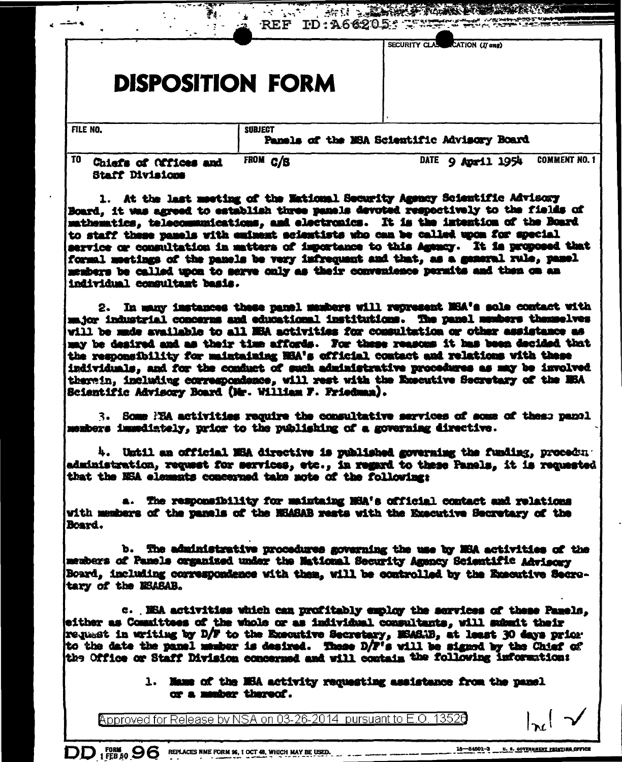REF ID:A66205

SECURITY CLASSIFICATION (If any)

# DISPOSITION FORM

| FILE NO. | SUBJECT |
|---|---|
| | Panels of the NSA Scientific Advisory Board |

| TO | FROM | DATE | COMMENT NO. 1 |
|---|---|---|---|
| Chiefs of Offices and Staff Divisions | C/S | 9 April 1954 | |

1. At the last meeting of the National Security Agency Scientific Advisory Board, it was agreed to establish three panels devoted respectively to the fields of mathematics, telecommunications, and electronics. It is the intention of the Board to staff these panels with eminent scientists who can be called upon for special service or consultation in matters of importance to this Agency. It is proposed that formal meetings of the panels be very infrequent and that, as a general rule, panel members be called upon to serve only as their convenience permits and then on an individual consultant basis.

2. In many instances these panel members will represent NSA's sole contact with major industrial concerns and educational institutions. The panel members themselves will be made available to all NSA activities for consultation or other assistance as may be desired and as their time affords. For these reasons it has been decided that the responsibility for maintaining NSA's official contact and relations with these individuals, and for the conduct of such administrative procedures as may be involved therein, including correspondence, will rest with the Executive Secretary of the NSA Scientific Advisory Board (Mr. William F. Friedman).

3. Some NSA activities require the consultative services of some of these panel members immediately, prior to the publishing of a governing directive.

4. Until an official NSA directive is published governing the funding, procedure, administration, request for services, etc., in regard to these Panels, it is requested that the NSA elements concerned take note of the following:

a. The responsibility for maintaing NSA's official contact and relations with members of the panels of the NSASAB rests with the Executive Secretary of the Board.

b. The administrative procedures governing the use by NSA activities of the members of Panels organized under the National Security Agency Scientific Advisory Board, including correspondence with them, will be controlled by the Executive Secretary of the NSASAB.

c. NSA activities which can profitably employ the services of these Panels, either as Committees of the whole or as individual consultants, will submit their request in writing by D/F to the Executive Secretary, NSASAB, at least 30 days prior to the date the panel member is desired. These D/F's will be signed by the Chief of the Office or Staff Division concerned and will contain the following information:

1. Name of the NSA activity requesting assistance from the panel or a member thereof.

Approved for Release by NSA on 03-26-2014 pursuant to E.O. 13526

DD FORM 1 FEB 50 96 REPLACES NME FORM 96, 1 OCT 48, WHICH MAY BE USED.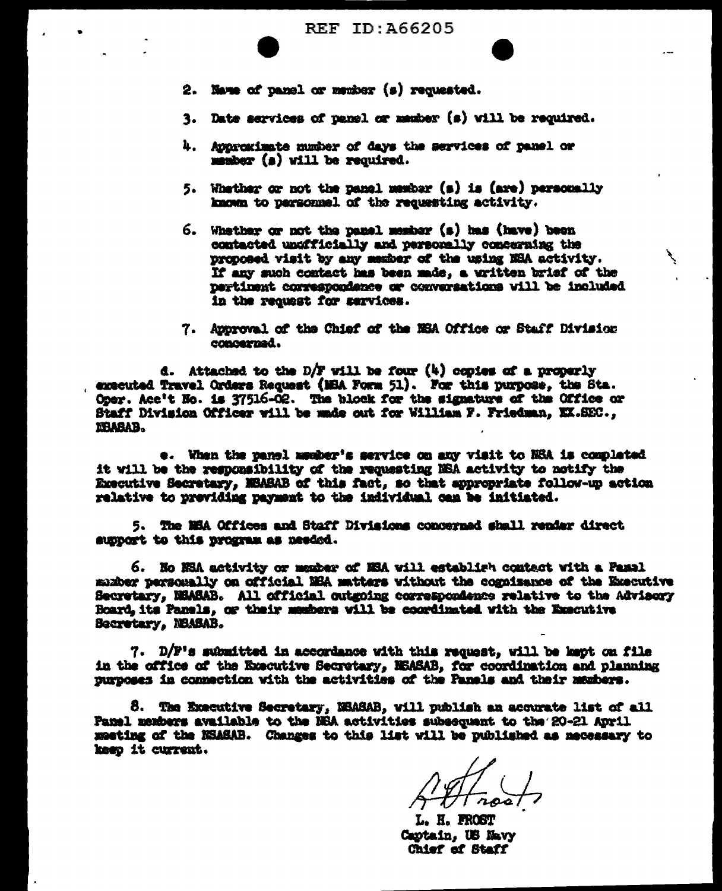2. Name of panel or member (s) requested.

3. Date services of panel or member (s) will be required.

4. Approximate number of days the services of panel or member (s) will be required.

5. Whether or not the panel member (s) is (are) personally known to personnel of the requesting activity.

6. Whether or not the panel member (s) has (have) been contacted unofficially and personally concerning the proposed visit by any member of the using NSA activity. If any such contact has been made, a written brief of the pertinent correspondence or conversations will be included in the request for services.

7. Approval of the Chief of the NSA Office or Staff Division concerned.

d. Attached to the D/F will be four (4) copies of a properly executed Travel Orders Request (NSA Form 51). For this purpose, the Sta. Oper. Acc't No. is 37516-02. The block for the signature of the Office or Staff Division Officer will be made out for William F. Friedman, EX.SEC., NSASAB.

e. When the panel member's service on any visit to NSA is completed it will be the responsibility of the requesting NSA activity to notify the Executive Secretary, NSASAB of this fact, so that appropriate follow-up action relative to providing payment to the individual can be initiated.

5. The NSA Offices and Staff Divisions concerned shall render direct support to this program as needed.

6. No NSA activity or member of NSA will establish contact with a Panel member personally on official NSA matters without the cognizance of the Executive Secretary, NSASAB. All official outgoing correspondence relative to the Advisory Board, its Panels, or their members will be coordinated with the Executive Secretary, NSASAB.

7. D/F's submitted in accordance with this request, will be kept on file in the office of the Executive Secretary, NSASAB, for coordination and planning purposes in connection with the activities of the Panels and their members.

8. The Executive Secretary, NSASAB, will publish an accurate list of all Panel members available to the NSA activities subsequent to the 20-21 April meeting of the NSASAB. Changes to this list will be published as necessary to keep it current.

L. H. FROST
Captain, US Navy
Chief of Staff